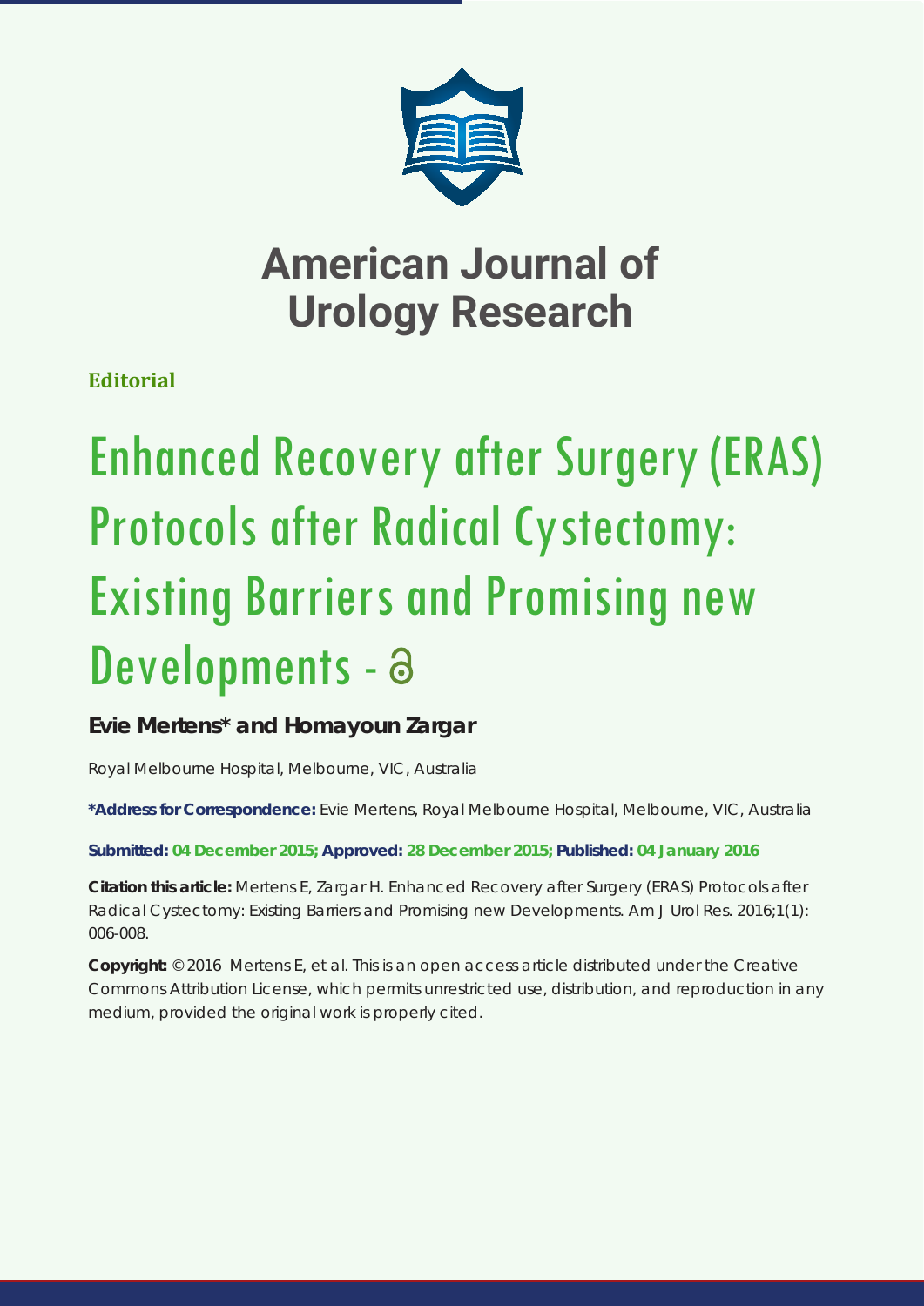# American Journal of Urology Research

**Editorial**

# Enhanced Recovery after Surgery (ERAS) Protocols after Radical Cystectomy: Existing Barriers and Promising new Developments

**Evie Mertens* and Homayoun Zargar**

Royal Melbourne Hospital, Melbourne, VIC, Australia

***Address for Correspondence:** Evie Mertens, Royal Melbourne Hospital, Melbourne, VIC, Australia

**Submitted: 04 December 2015; Approved: 28 December 2015; Published: 04 January 2016**

**Citation this article:** Mertens E, Zargar H. Enhanced Recovery after Surgery (ERAS) Protocols after Radical Cystectomy: Existing Barriers and Promising new Developments. Am J Urol Res. 2016;1(1): 006-008.

**Copyright:** © 2016 Mertens E, et al. This is an open access article distributed under the Creative Commons Attribution License, which permits unrestricted use, distribution, and reproduction in any medium, provided the original work is properly cited.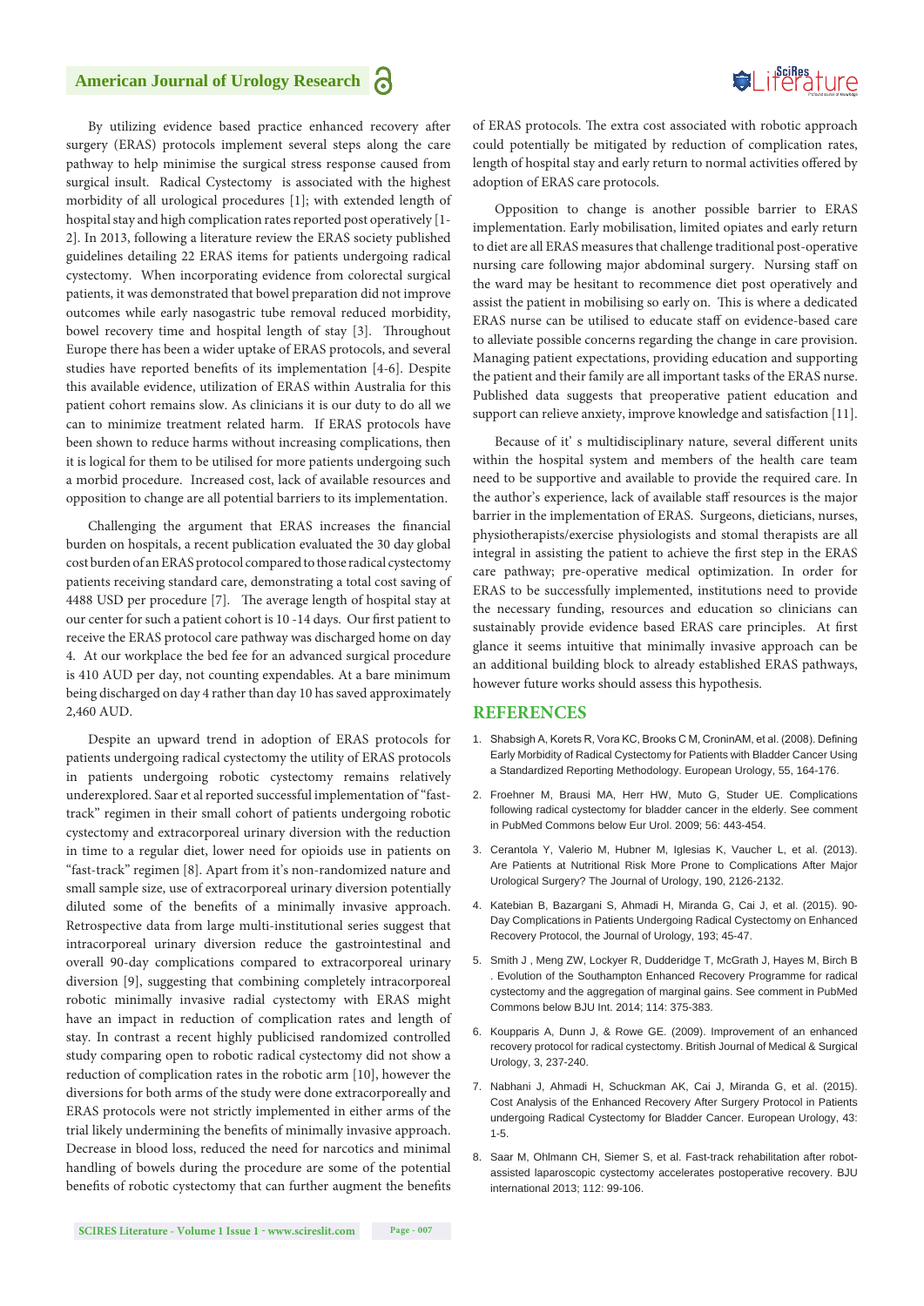By utilizing evidence based practice enhanced recovery after surgery (ERAS) protocols implement several steps along the care pathway to help minimise the surgical stress response caused from surgical insult. Radical Cystectomy is associated with the highest morbidity of all urological procedures [1]; with extended length of hospital stay and high complication rates reported post operatively [1-2]. In 2013, following a literature review the ERAS society published guidelines detailing 22 ERAS items for patients undergoing radical cystectomy. When incorporating evidence from colorectal surgical patients, it was demonstrated that bowel preparation did not improve outcomes while early nasogastric tube removal reduced morbidity, bowel recovery time and hospital length of stay [3]. Throughout Europe there has been a wider uptake of ERAS protocols, and several studies have reported benefits of its implementation [4-6]. Despite this available evidence, utilization of ERAS within Australia for this patient cohort remains slow. As clinicians it is our duty to do all we can to minimize treatment related harm. If ERAS protocols have been shown to reduce harms without increasing complications, then it is logical for them to be utilised for more patients undergoing such a morbid procedure. Increased cost, lack of available resources and opposition to change are all potential barriers to its implementation.

Challenging the argument that ERAS increases the financial burden on hospitals, a recent publication evaluated the 30 day global cost burden of an ERAS protocol compared to those radical cystectomy patients receiving standard care, demonstrating a total cost saving of 4488 USD per procedure [7]. The average length of hospital stay at our center for such a patient cohort is 10 -14 days. Our first patient to receive the ERAS protocol care pathway was discharged home on day 4. At our workplace the bed fee for an advanced surgical procedure is 410 AUD per day, not counting expendables. At a bare minimum being discharged on day 4 rather than day 10 has saved approximately 2,460 AUD.

Despite an upward trend in adoption of ERAS protocols for patients undergoing radical cystectomy the utility of ERAS protocols in patients undergoing robotic cystectomy remains relatively underexplored. Saar et al reported successful implementation of "fast-track" regimen in their small cohort of patients undergoing robotic cystectomy and extracorporeal urinary diversion with the reduction in time to a regular diet, lower need for opioids use in patients on "fast-track" regimen [8]. Apart from it's non-randomized nature and small sample size, use of extracorporeal urinary diversion potentially diluted some of the benefits of a minimally invasive approach. Retrospective data from large multi-institutional series suggest that intracorporeal urinary diversion reduce the gastrointestinal and overall 90-day complications compared to extracorporeal urinary diversion [9], suggesting that combining completely intracorporeal robotic minimally invasive radial cystectomy with ERAS might have an impact in reduction of complication rates and length of stay. In contrast a recent highly publicised randomized controlled study comparing open to robotic radical cystectomy did not show a reduction of complication rates in the robotic arm [10], however the diversions for both arms of the study were done extracorporeally and ERAS protocols were not strictly implemented in either arms of the trial likely undermining the benefits of minimally invasive approach. Decrease in blood loss, reduced the need for narcotics and minimal handling of bowels during the procedure are some of the potential benefits of robotic cystectomy that can further augment the benefits of ERAS protocols. The extra cost associated with robotic approach could potentially be mitigated by reduction of complication rates, length of hospital stay and early return to normal activities offered by adoption of ERAS care protocols.

Opposition to change is another possible barrier to ERAS implementation. Early mobilisation, limited opiates and early return to diet are all ERAS measures that challenge traditional post-operative nursing care following major abdominal surgery. Nursing staff on the ward may be hesitant to recommence diet post operatively and assist the patient in mobilising so early on. This is where a dedicated ERAS nurse can be utilised to educate staff on evidence-based care to alleviate possible concerns regarding the change in care provision. Managing patient expectations, providing education and supporting the patient and their family are all important tasks of the ERAS nurse. Published data suggests that preoperative patient education and support can relieve anxiety, improve knowledge and satisfaction [11].

Because of it' s multidisciplinary nature, several different units within the hospital system and members of the health care team need to be supportive and available to provide the required care. In the author's experience, lack of available staff resources is the major barrier in the implementation of ERAS. Surgeons, dieticians, nurses, physiotherapists/exercise physiologists and stomal therapists are all integral in assisting the patient to achieve the first step in the ERAS care pathway; pre-operative medical optimization. In order for ERAS to be successfully implemented, institutions need to provide the necessary funding, resources and education so clinicians can sustainably provide evidence based ERAS care principles. At first glance it seems intuitive that minimally invasive approach can be an additional building block to already established ERAS pathways, however future works should assess this hypothesis.

## REFERENCES

1. Shabsigh A, Korets R, Vora KC, Brooks C M, CroninAM, et al. (2008). Defining Early Morbidity of Radical Cystectomy for Patients with Bladder Cancer Using a Standardized Reporting Methodology. European Urology, 55, 164-176.
2. Froehner M, Brausi MA, Herr HW, Muto G, Studer UE. Complications following radical cystectomy for bladder cancer in the elderly. See comment in PubMed Commons below Eur Urol. 2009; 56: 443-454.
3. Cerantola Y, Valerio M, Hubner M, Iglesias K, Vaucher L, et al. (2013). Are Patients at Nutritional Risk More Prone to Complications After Major Urological Surgery? The Journal of Urology, 190, 2126-2132.
4. Katebian B, Bazargani S, Ahmadi H, Miranda G, Cai J, et al. (2015). 90-Day Complications in Patients Undergoing Radical Cystectomy on Enhanced Recovery Protocol, the Journal of Urology, 193; 45-47.
5. Smith J , Meng ZW, Lockyer R, Dudderidge T, McGrath J, Hayes M, Birch B . Evolution of the Southampton Enhanced Recovery Programme for radical cystectomy and the aggregation of marginal gains. See comment in PubMed Commons below BJU Int. 2014; 114: 375-383.
6. Koupparis A, Dunn J, & Rowe GE. (2009). Improvement of an enhanced recovery protocol for radical cystectomy. British Journal of Medical & Surgical Urology, 3, 237-240.
7. Nabhani J, Ahmadi H, Schuckman AK, Cai J, Miranda G, et al. (2015). Cost Analysis of the Enhanced Recovery After Surgery Protocol in Patients undergoing Radical Cystectomy for Bladder Cancer. European Urology, 43: 1-5.
8. Saar M, Ohlmann CH, Siemer S, et al. Fast-track rehabilitation after robot-assisted laparoscopic cystectomy accelerates postoperative recovery. BJU international 2013; 112: 99-106.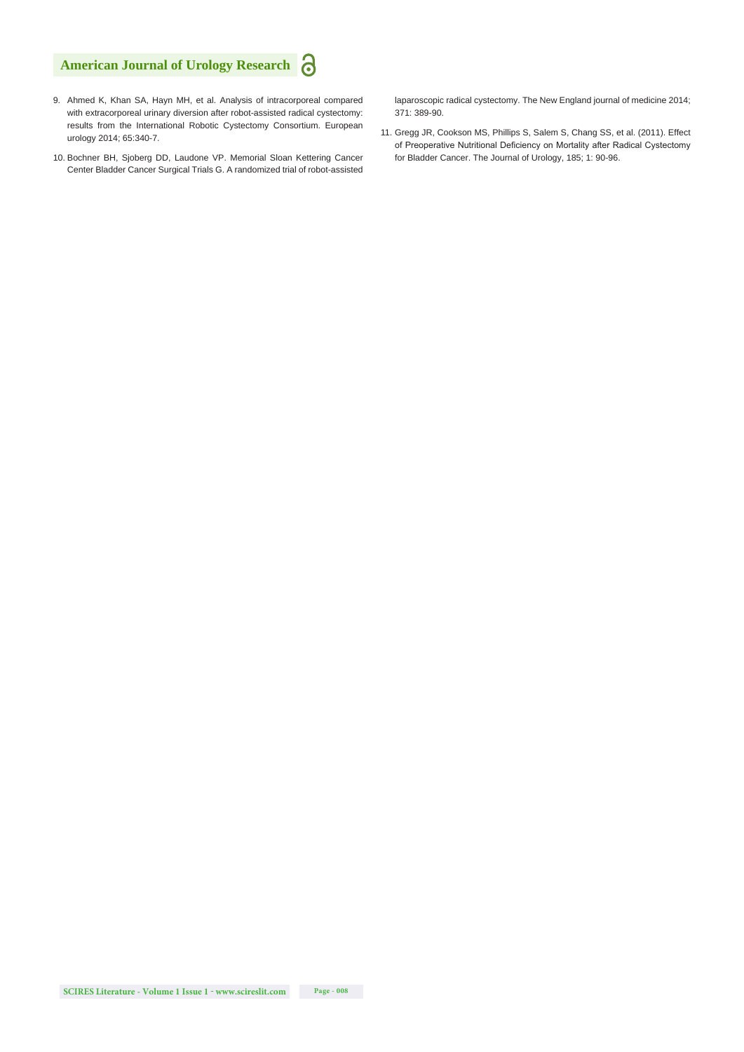9. Ahmed K, Khan SA, Hayn MH, et al. Analysis of intracorporeal compared with extracorporeal urinary diversion after robot-assisted radical cystectomy: results from the International Robotic Cystectomy Consortium. European urology 2014; 65:340-7.

10. Bochner BH, Sjoberg DD, Laudone VP. Memorial Sloan Kettering Cancer Center Bladder Cancer Surgical Trials G. A randomized trial of robot-assisted laparoscopic radical cystectomy. The New England journal of medicine 2014; 371: 389-90.

11. Gregg JR, Cookson MS, Phillips S, Salem S, Chang SS, et al. (2011). Effect of Preoperative Nutritional Deficiency on Mortality after Radical Cystectomy for Bladder Cancer. The Journal of Urology, 185; 1: 90-96.